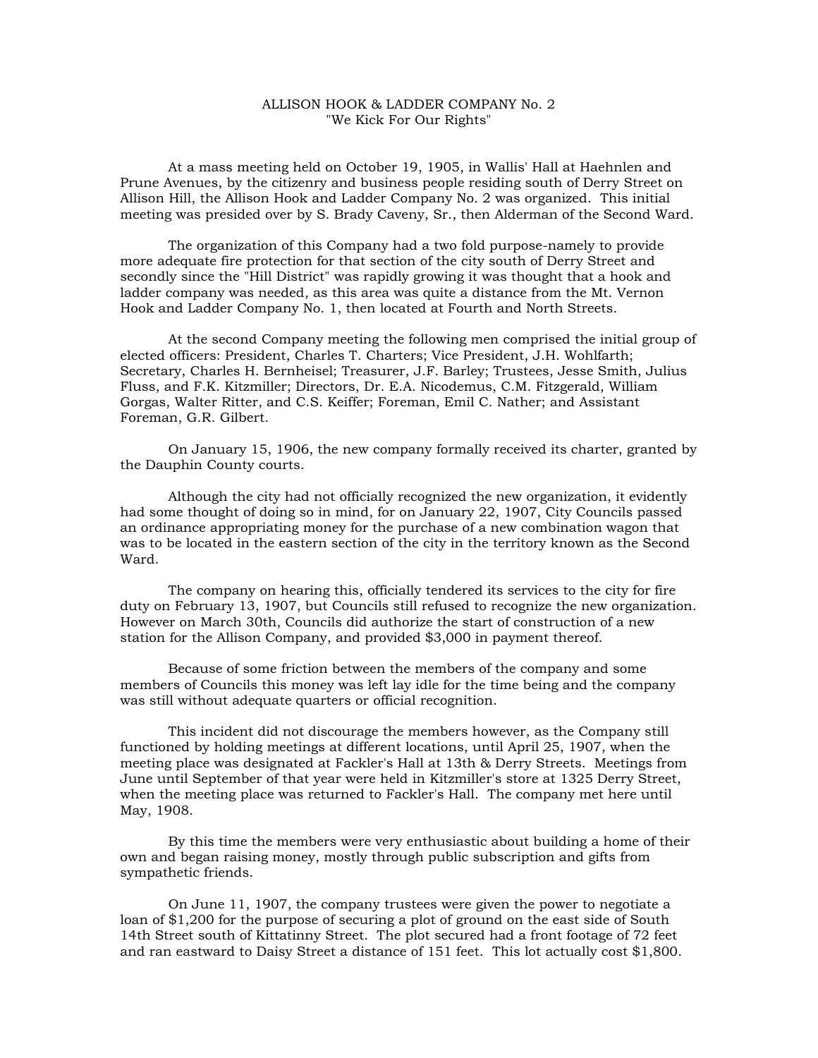# ALLISON HOOK & LADDER COMPANY No. 2
"We Kick For Our Rights"

At a mass meeting held on October 19, 1905, in Wallis' Hall at Haehnlen and Prune Avenues, by the citizenry and business people residing south of Derry Street on Allison Hill, the Allison Hook and Ladder Company No. 2 was organized. This initial meeting was presided over by S. Brady Caveny, Sr., then Alderman of the Second Ward.

The organization of this Company had a two fold purpose-namely to provide more adequate fire protection for that section of the city south of Derry Street and secondly since the "Hill District" was rapidly growing it was thought that a hook and ladder company was needed, as this area was quite a distance from the Mt. Vernon Hook and Ladder Company No. 1, then located at Fourth and North Streets.

At the second Company meeting the following men comprised the initial group of elected officers: President, Charles T. Charters; Vice President, J.H. Wohlfarth; Secretary, Charles H. Bernheisel; Treasurer, J.F. Barley; Trustees, Jesse Smith, Julius Fluss, and F.K. Kitzmiller; Directors, Dr. E.A. Nicodemus, C.M. Fitzgerald, William Gorgas, Walter Ritter, and C.S. Keiffer; Foreman, Emil C. Nather; and Assistant Foreman, G.R. Gilbert.

On January 15, 1906, the new company formally received its charter, granted by the Dauphin County courts.

Although the city had not officially recognized the new organization, it evidently had some thought of doing so in mind, for on January 22, 1907, City Councils passed an ordinance appropriating money for the purchase of a new combination wagon that was to be located in the eastern section of the city in the territory known as the Second Ward.

The company on hearing this, officially tendered its services to the city for fire duty on February 13, 1907, but Councils still refused to recognize the new organization. However on March 30th, Councils did authorize the start of construction of a new station for the Allison Company, and provided $3,000 in payment thereof.

Because of some friction between the members of the company and some members of Councils this money was left lay idle for the time being and the company was still without adequate quarters or official recognition.

This incident did not discourage the members however, as the Company still functioned by holding meetings at different locations, until April 25, 1907, when the meeting place was designated at Fackler's Hall at 13th & Derry Streets. Meetings from June until September of that year were held in Kitzmiller's store at 1325 Derry Street, when the meeting place was returned to Fackler's Hall. The company met here until May, 1908.

By this time the members were very enthusiastic about building a home of their own and began raising money, mostly through public subscription and gifts from sympathetic friends.

On June 11, 1907, the company trustees were given the power to negotiate a loan of $1,200 for the purpose of securing a plot of ground on the east side of South 14th Street south of Kittatinny Street. The plot secured had a front footage of 72 feet and ran eastward to Daisy Street a distance of 151 feet. This lot actually cost $1,800.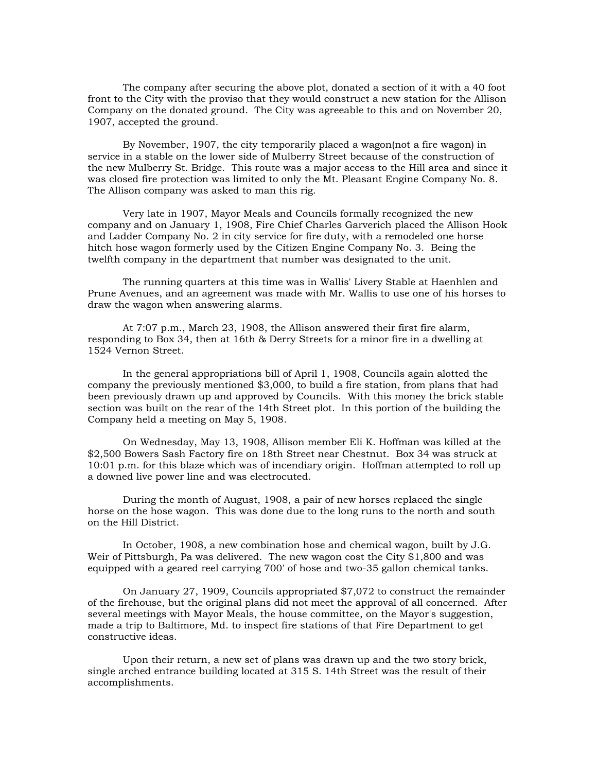The company after securing the above plot, donated a section of it with a 40 foot front to the City with the proviso that they would construct a new station for the Allison Company on the donated ground. The City was agreeable to this and on November 20, 1907, accepted the ground.

By November, 1907, the city temporarily placed a wagon(not a fire wagon) in service in a stable on the lower side of Mulberry Street because of the construction of the new Mulberry St. Bridge. This route was a major access to the Hill area and since it was closed fire protection was limited to only the Mt. Pleasant Engine Company No. 8. The Allison company was asked to man this rig.

Very late in 1907, Mayor Meals and Councils formally recognized the new company and on January 1, 1908, Fire Chief Charles Garverich placed the Allison Hook and Ladder Company No. 2 in city service for fire duty, with a remodeled one horse hitch hose wagon formerly used by the Citizen Engine Company No. 3. Being the twelfth company in the department that number was designated to the unit.

The running quarters at this time was in Wallis' Livery Stable at Haehnlen and Prune Avenues, and an agreement was made with Mr. Wallis to use one of his horses to draw the wagon when answering alarms.

At 7:07 p.m., March 23, 1908, the Allison answered their first fire alarm, responding to Box 34, then at 16th & Derry Streets for a minor fire in a dwelling at 1524 Vernon Street.

In the general appropriations bill of April 1, 1908, Councils again alotted the company the previously mentioned $3,000, to build a fire station, from plans that had been previously drawn up and approved by Councils. With this money the brick stable section was built on the rear of the 14th Street plot. In this portion of the building the Company held a meeting on May 5, 1908.

On Wednesday, May 13, 1908, Allison member Eli K. Hoffman was killed at the $2,500 Bowers Sash Factory fire on 18th Street near Chestnut. Box 34 was struck at 10:01 p.m. for this blaze which was of incendiary origin. Hoffman attempted to roll up a downed live power line and was electrocuted.

During the month of August, 1908, a pair of new horses replaced the single horse on the hose wagon. This was done due to the long runs to the north and south on the Hill District.

In October, 1908, a new combination hose and chemical wagon, built by J.G. Weir of Pittsburgh, Pa was delivered. The new wagon cost the City $1,800 and was equipped with a geared reel carrying 700' of hose and two-35 gallon chemical tanks.

On January 27, 1909, Councils appropriated $7,072 to construct the remainder of the firehouse, but the original plans did not meet the approval of all concerned. After several meetings with Mayor Meals, the house committee, on the Mayor's suggestion, made a trip to Baltimore, Md. to inspect fire stations of that Fire Department to get constructive ideas.

Upon their return, a new set of plans was drawn up and the two story brick, single arched entrance building located at 315 S. 14th Street was the result of their accomplishments.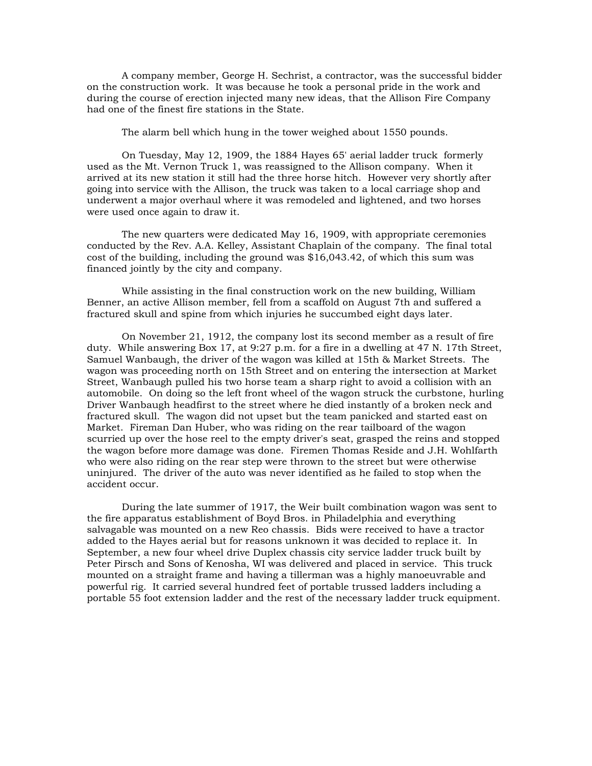A company member, George H. Sechrist, a contractor, was the successful bidder on the construction work. It was because he took a personal pride in the work and during the course of erection injected many new ideas, that the Allison Fire Company had one of the finest fire stations in the State.

The alarm bell which hung in the tower weighed about 1550 pounds.

On Tuesday, May 12, 1909, the 1884 Hayes 65' aerial ladder truck formerly used as the Mt. Vernon Truck 1, was reassigned to the Allison company. When it arrived at its new station it still had the three horse hitch. However very shortly after going into service with the Allison, the truck was taken to a local carriage shop and underwent a major overhaul where it was remodeled and lightened, and two horses were used once again to draw it.

The new quarters were dedicated May 16, 1909, with appropriate ceremonies conducted by the Rev. A.A. Kelley, Assistant Chaplain of the company. The final total cost of the building, including the ground was $16,043.42, of which this sum was financed jointly by the city and company.

While assisting in the final construction work on the new building, William Benner, an active Allison member, fell from a scaffold on August 7th and suffered a fractured skull and spine from which injuries he succumbed eight days later.

On November 21, 1912, the company lost its second member as a result of fire duty. While answering Box 17, at 9:27 p.m. for a fire in a dwelling at 47 N. 17th Street, Samuel Wanbaugh, the driver of the wagon was killed at 15th & Market Streets. The wagon was proceeding north on 15th Street and on entering the intersection at Market Street, Wanbaugh pulled his two horse team a sharp right to avoid a collision with an automobile. On doing so the left front wheel of the wagon struck the curbstone, hurling Driver Wanbaugh headfirst to the street where he died instantly of a broken neck and fractured skull. The wagon did not upset but the team panicked and started east on Market. Fireman Dan Huber, who was riding on the rear tailboard of the wagon scurried up over the hose reel to the empty driver's seat, grasped the reins and stopped the wagon before more damage was done. Firemen Thomas Reside and J.H. Wohlfarth who were also riding on the rear step were thrown to the street but were otherwise uninjured. The driver of the auto was never identified as he failed to stop when the accident occur.

During the late summer of 1917, the Weir built combination wagon was sent to the fire apparatus establishment of Boyd Bros. in Philadelphia and everything salvagable was mounted on a new Reo chassis. Bids were received to have a tractor added to the Hayes aerial but for reasons unknown it was decided to replace it. In September, a new four wheel drive Duplex chassis city service ladder truck built by Peter Pirsch and Sons of Kenosha, WI was delivered and placed in service. This truck mounted on a straight frame and having a tillerman was a highly manoeuvrable and powerful rig. It carried several hundred feet of portable trussed ladders including a portable 55 foot extension ladder and the rest of the necessary ladder truck equipment.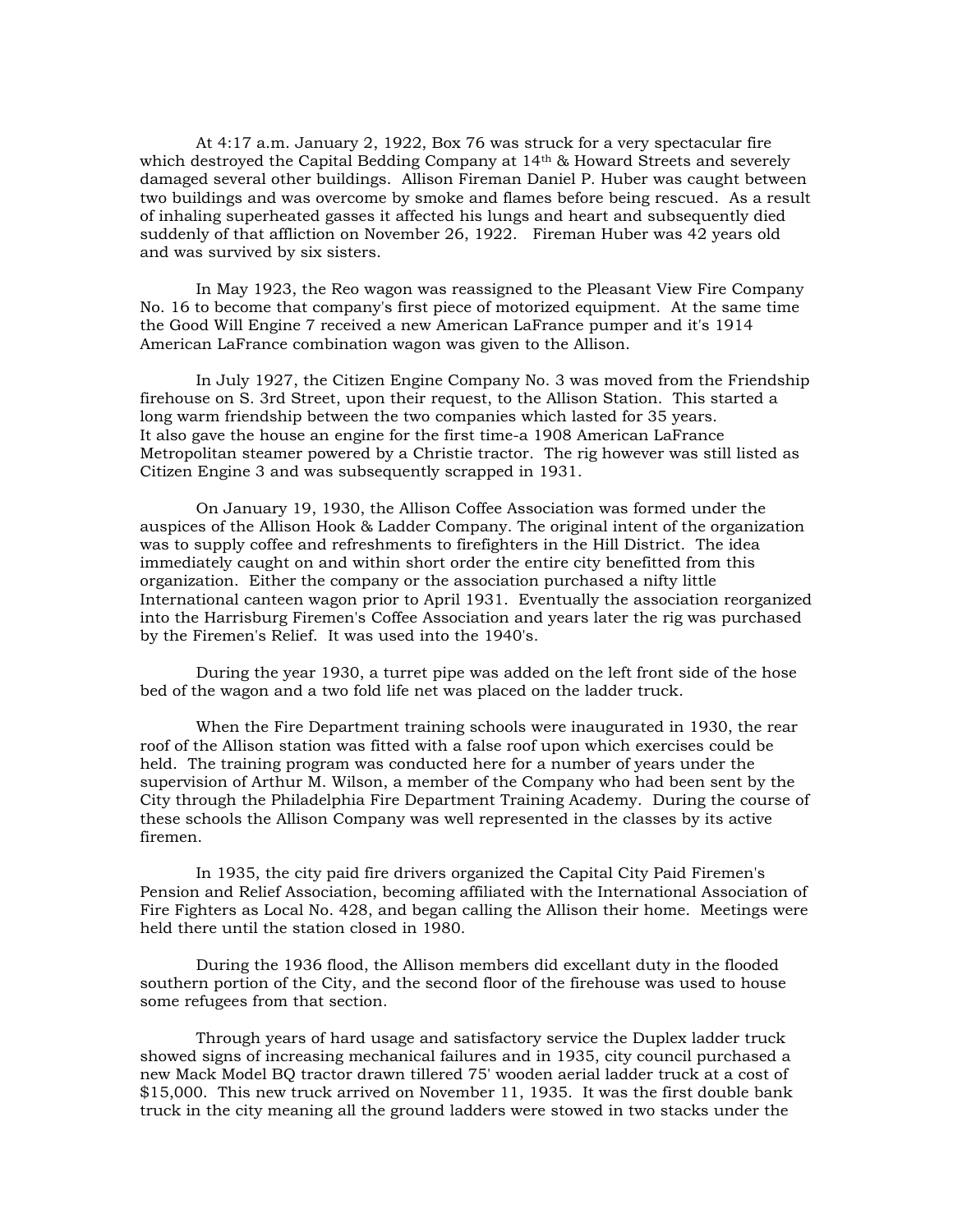At 4:17 a.m. January 2, 1922, Box 76 was struck for a very spectacular fire which destroyed the Capital Bedding Company at 14th & Howard Streets and severely damaged several other buildings. Allison Fireman Daniel P. Huber was caught between two buildings and was overcome by smoke and flames before being rescued. As a result of inhaling superheated gasses it affected his lungs and heart and subsequently died suddenly of that affliction on November 26, 1922. Fireman Huber was 42 years old and was survived by six sisters.

In May 1923, the Reo wagon was reassigned to the Pleasant View Fire Company No. 16 to become that company's first piece of motorized equipment. At the same time the Good Will Engine 7 received a new American LaFrance pumper and it's 1914 American LaFrance combination wagon was given to the Allison.

In July 1927, the Citizen Engine Company No. 3 was moved from the Friendship firehouse on S. 3rd Street, upon their request, to the Allison Station. This started a long warm friendship between the two companies which lasted for 35 years. It also gave the house an engine for the first time-a 1908 American LaFrance Metropolitan steamer powered by a Christie tractor. The rig however was still listed as Citizen Engine 3 and was subsequently scrapped in 1931.

On January 19, 1930, the Allison Coffee Association was formed under the auspices of the Allison Hook & Ladder Company. The original intent of the organization was to supply coffee and refreshments to firefighters in the Hill District. The idea immediately caught on and within short order the entire city benefitted from this organization. Either the company or the association purchased a nifty little International canteen wagon prior to April 1931. Eventually the association reorganized into the Harrisburg Firemen's Coffee Association and years later the rig was purchased by the Firemen's Relief. It was used into the 1940's.

During the year 1930, a turret pipe was added on the left front side of the hose bed of the wagon and a two fold life net was placed on the ladder truck.

When the Fire Department training schools were inaugurated in 1930, the rear roof of the Allison station was fitted with a false roof upon which exercises could be held. The training program was conducted here for a number of years under the supervision of Arthur M. Wilson, a member of the Company who had been sent by the City through the Philadelphia Fire Department Training Academy. During the course of these schools the Allison Company was well represented in the classes by its active firemen.

In 1935, the city paid fire drivers organized the Capital City Paid Firemen's Pension and Relief Association, becoming affiliated with the International Association of Fire Fighters as Local No. 428, and began calling the Allison their home. Meetings were held there until the station closed in 1980.

During the 1936 flood, the Allison members did excellant duty in the flooded southern portion of the City, and the second floor of the firehouse was used to house some refugees from that section.

Through years of hard usage and satisfactory service the Duplex ladder truck showed signs of increasing mechanical failures and in 1935, city council purchased a new Mack Model BQ tractor drawn tillered 75' wooden aerial ladder truck at a cost of $15,000. This new truck arrived on November 11, 1935. It was the first double bank truck in the city meaning all the ground ladders were stowed in two stacks under the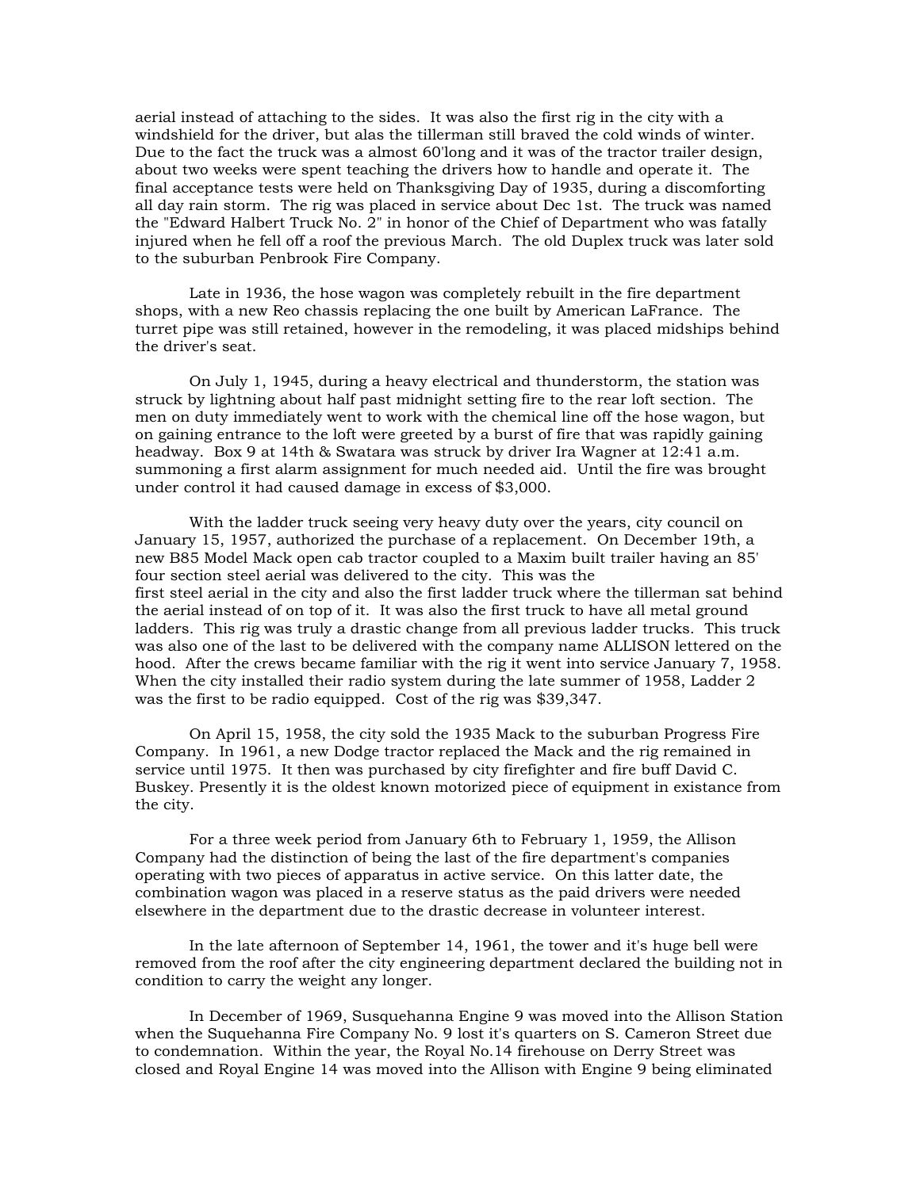aerial instead of attaching to the sides. It was also the first rig in the city with a windshield for the driver, but alas the tillerman still braved the cold winds of winter. Due to the fact the truck was a almost 60'long and it was of the tractor trailer design, about two weeks were spent teaching the drivers how to handle and operate it. The final acceptance tests were held on Thanksgiving Day of 1935, during a discomforting all day rain storm. The rig was placed in service about Dec 1st. The truck was named the "Edward Halbert Truck No. 2" in honor of the Chief of Department who was fatally injured when he fell off a roof the previous March. The old Duplex truck was later sold to the suburban Penbrook Fire Company.

Late in 1936, the hose wagon was completely rebuilt in the fire department shops, with a new Reo chassis replacing the one built by American LaFrance. The turret pipe was still retained, however in the remodeling, it was placed midships behind the driver's seat.

On July 1, 1945, during a heavy electrical and thunderstorm, the station was struck by lightning about half past midnight setting fire to the rear loft section. The men on duty immediately went to work with the chemical line off the hose wagon, but on gaining entrance to the loft were greeted by a burst of fire that was rapidly gaining headway. Box 9 at 14th & Swatara was struck by driver Ira Wagner at 12:41 a.m. summoning a first alarm assignment for much needed aid. Until the fire was brought under control it had caused damage in excess of $3,000.

With the ladder truck seeing very heavy duty over the years, city council on January 15, 1957, authorized the purchase of a replacement. On December 19th, a new B85 Model Mack open cab tractor coupled to a Maxim built trailer having an 85' four section steel aerial was delivered to the city. This was the first steel aerial in the city and also the first ladder truck where the tillerman sat behind the aerial instead of on top of it. It was also the first truck to have all metal ground ladders. This rig was truly a drastic change from all previous ladder trucks. This truck was also one of the last to be delivered with the company name ALLISON lettered on the hood. After the crews became familiar with the rig it went into service January 7, 1958. When the city installed their radio system during the late summer of 1958, Ladder 2 was the first to be radio equipped. Cost of the rig was $39,347.

On April 15, 1958, the city sold the 1935 Mack to the suburban Progress Fire Company. In 1961, a new Dodge tractor replaced the Mack and the rig remained in service until 1975. It then was purchased by city firefighter and fire buff David C. Buskey. Presently it is the oldest known motorized piece of equipment in existance from the city.

For a three week period from January 6th to February 1, 1959, the Allison Company had the distinction of being the last of the fire department's companies operating with two pieces of apparatus in active service. On this latter date, the combination wagon was placed in a reserve status as the paid drivers were needed elsewhere in the department due to the drastic decrease in volunteer interest.

In the late afternoon of September 14, 1961, the tower and it's huge bell were removed from the roof after the city engineering department declared the building not in condition to carry the weight any longer.

In December of 1969, Susquehanna Engine 9 was moved into the Allison Station when the Suquehanna Fire Company No. 9 lost it's quarters on S. Cameron Street due to condemnation. Within the year, the Royal No.14 firehouse on Derry Street was closed and Royal Engine 14 was moved into the Allison with Engine 9 being eliminated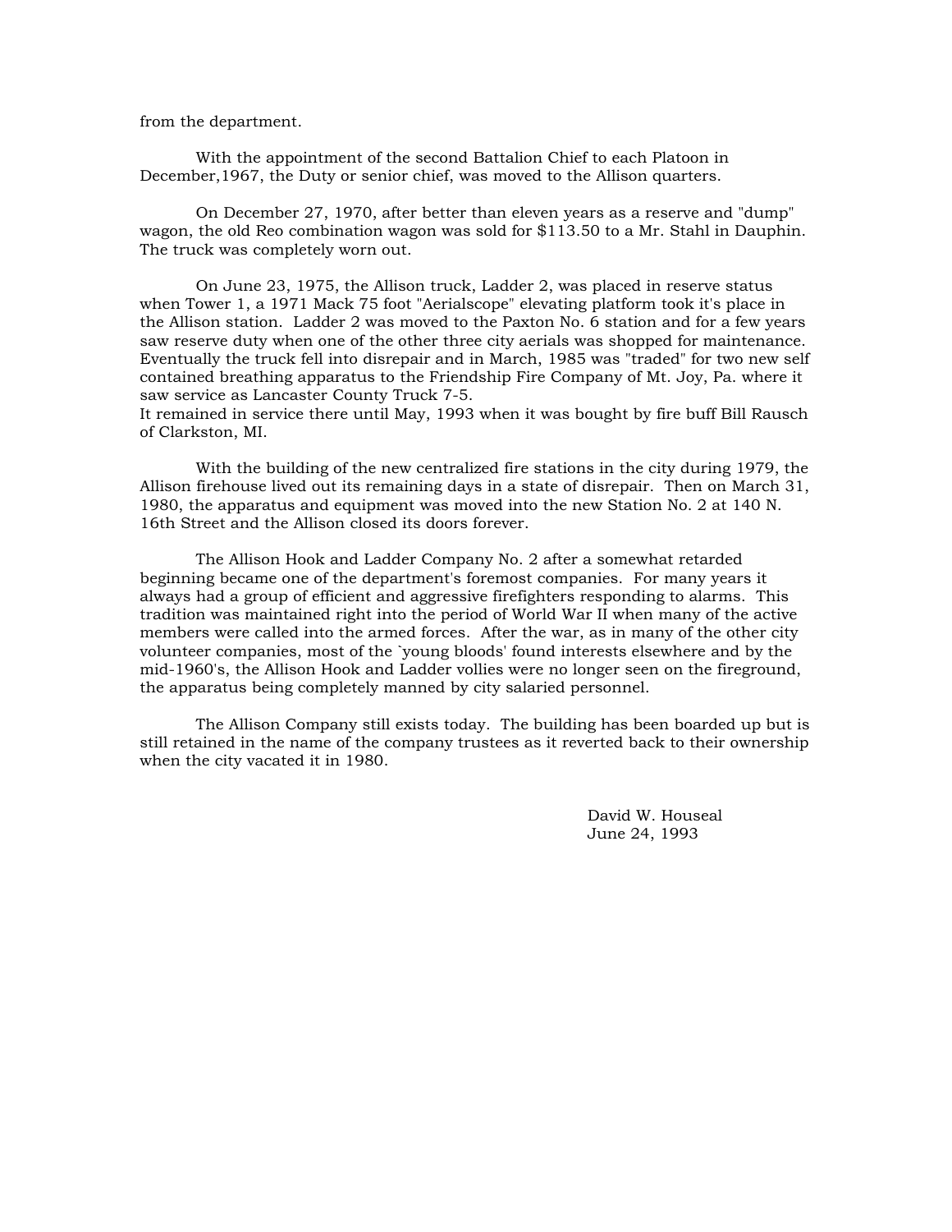from the department.

With the appointment of the second Battalion Chief to each Platoon in December,1967, the Duty or senior chief, was moved to the Allison quarters.

On December 27, 1970, after better than eleven years as a reserve and "dump" wagon, the old Reo combination wagon was sold for $113.50 to a Mr. Stahl in Dauphin. The truck was completely worn out.

On June 23, 1975, the Allison truck, Ladder 2, was placed in reserve status when Tower 1, a 1971 Mack 75 foot "Aerialscope" elevating platform took it's place in the Allison station. Ladder 2 was moved to the Paxton No. 6 station and for a few years saw reserve duty when one of the other three city aerials was shopped for maintenance. Eventually the truck fell into disrepair and in March, 1985 was "traded" for two new self contained breathing apparatus to the Friendship Fire Company of Mt. Joy, Pa. where it saw service as Lancaster County Truck 7-5.
It remained in service there until May, 1993 when it was bought by fire buff Bill Rausch of Clarkston, MI.

With the building of the new centralized fire stations in the city during 1979, the Allison firehouse lived out its remaining days in a state of disrepair. Then on March 31, 1980, the apparatus and equipment was moved into the new Station No. 2 at 140 N. 16th Street and the Allison closed its doors forever.

The Allison Hook and Ladder Company No. 2 after a somewhat retarded beginning became one of the department's foremost companies. For many years it always had a group of efficient and aggressive firefighters responding to alarms. This tradition was maintained right into the period of World War II when many of the active members were called into the armed forces. After the war, as in many of the other city volunteer companies, most of the `young bloods' found interests elsewhere and by the mid-1960's, the Allison Hook and Ladder vollies were no longer seen on the fireground, the apparatus being completely manned by city salaried personnel.

The Allison Company still exists today. The building has been boarded up but is still retained in the name of the company trustees as it reverted back to their ownership when the city vacated it in 1980.

David W. Houseal
June 24, 1993